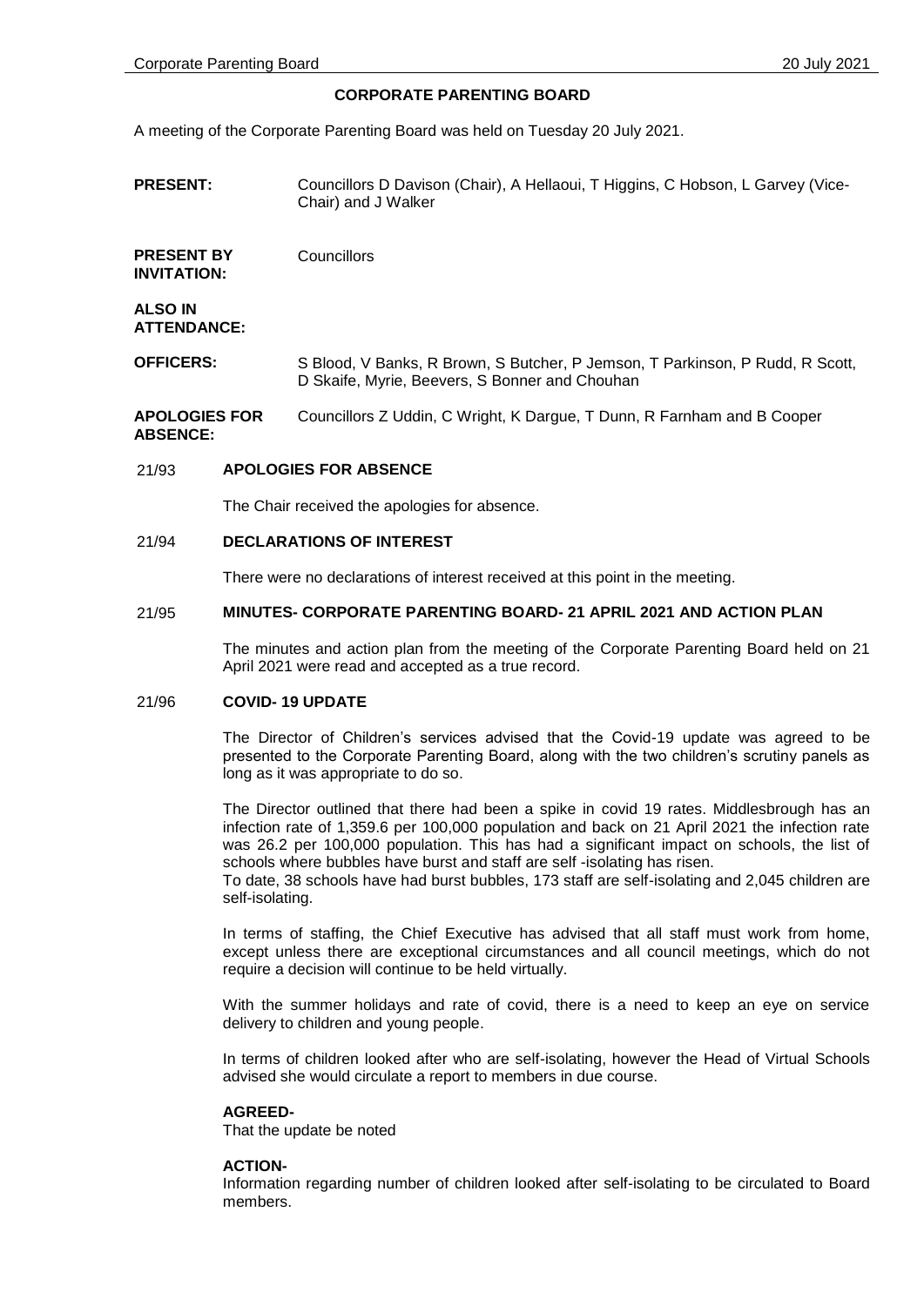# CORPORATE PARENTING BOARD

A meeting of the Corporate Parenting Board was held on Tuesday 20 July 2021.

**PRESENT:** Councillors D Davison (Chair), A Hellaoui, T Higgins, C Hobson, L Garvey (Vice-Chair) and J Walker

**PRESENT BY INVITATION:** Councillors

**ALSO IN ATTENDANCE:**

**OFFICERS:** S Blood, V Banks, R Brown, S Butcher, P Jemson, T Parkinson, P Rudd, R Scott, D Skaife, Myrie, Beevers, S Bonner and Chouhan

**APOLOGIES FOR ABSENCE:** Councillors Z Uddin, C Wright, K Dargue, T Dunn, R Farnham and B Cooper

## 21/93 APOLOGIES FOR ABSENCE

The Chair received the apologies for absence.

## 21/94 DECLARATIONS OF INTEREST

There were no declarations of interest received at this point in the meeting.

## 21/95 MINUTES- CORPORATE PARENTING BOARD- 21 APRIL 2021 AND ACTION PLAN

The minutes and action plan from the meeting of the Corporate Parenting Board held on 21 April 2021 were read and accepted as a true record.

## 21/96 COVID- 19 UPDATE

The Director of Children's services advised that the Covid-19 update was agreed to be presented to the Corporate Parenting Board, along with the two children's scrutiny panels as long as it was appropriate to do so.

The Director outlined that there had been a spike in covid 19 rates. Middlesbrough has an infection rate of 1,359.6 per 100,000 population and back on 21 April 2021 the infection rate was 26.2 per 100,000 population. This has had a significant impact on schools, the list of schools where bubbles have burst and staff are self -isolating has risen.
To date, 38 schools have had burst bubbles, 173 staff are self-isolating and 2,045 children are self-isolating.

In terms of staffing, the Chief Executive has advised that all staff must work from home, except unless there are exceptional circumstances and all council meetings, which do not require a decision will continue to be held virtually.

With the summer holidays and rate of covid, there is a need to keep an eye on service delivery to children and young people.

In terms of children looked after who are self-isolating, however the Head of Virtual Schools advised she would circulate a report to members in due course.

**AGREED-**
That the update be noted

**ACTION-**
Information regarding number of children looked after self-isolating to be circulated to Board members.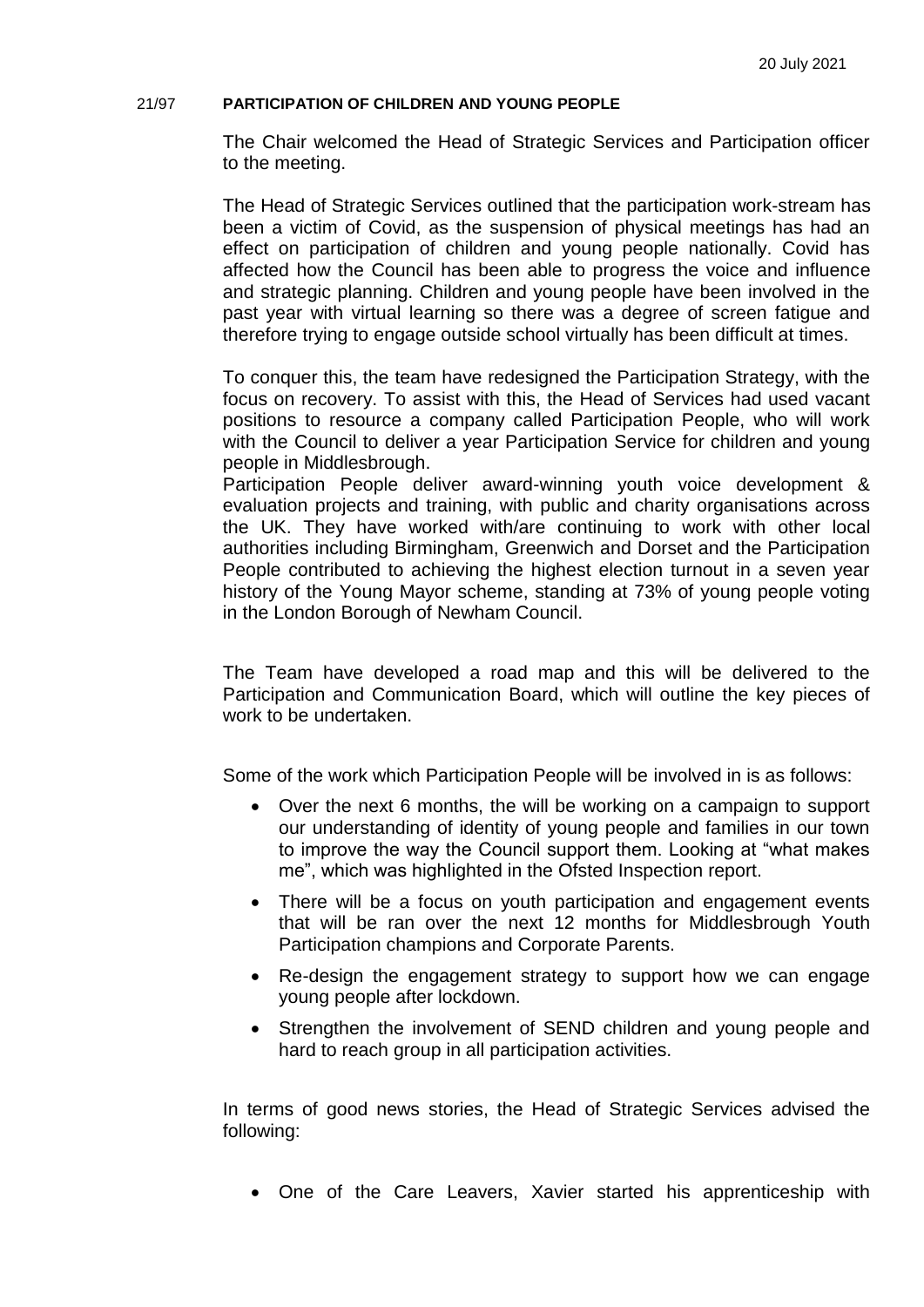## 21/97 PARTICIPATION OF CHILDREN AND YOUNG PEOPLE

The Chair welcomed the Head of Strategic Services and Participation officer to the meeting.

The Head of Strategic Services outlined that the participation work-stream has been a victim of Covid, as the suspension of physical meetings has had an effect on participation of children and young people nationally. Covid has affected how the Council has been able to progress the voice and influence and strategic planning. Children and young people have been involved in the past year with virtual learning so there was a degree of screen fatigue and therefore trying to engage outside school virtually has been difficult at times.

To conquer this, the team have redesigned the Participation Strategy, with the focus on recovery. To assist with this, the Head of Services had used vacant positions to resource a company called Participation People, who will work with the Council to deliver a year Participation Service for children and young people in Middlesbrough.

Participation People deliver award-winning youth voice development & evaluation projects and training, with public and charity organisations across the UK. They have worked with/are continuing to work with other local authorities including Birmingham, Greenwich and Dorset and the Participation People contributed to achieving the highest election turnout in a seven year history of the Young Mayor scheme, standing at 73% of young people voting in the London Borough of Newham Council.

The Team have developed a road map and this will be delivered to the Participation and Communication Board, which will outline the key pieces of work to be undertaken.

Some of the work which Participation People will be involved in is as follows:

- Over the next 6 months, the will be working on a campaign to support our understanding of identity of young people and families in our town to improve the way the Council support them. Looking at "what makes me", which was highlighted in the Ofsted Inspection report.
- There will be a focus on youth participation and engagement events that will be ran over the next 12 months for Middlesbrough Youth Participation champions and Corporate Parents.
- Re-design the engagement strategy to support how we can engage young people after lockdown.
- Strengthen the involvement of SEND children and young people and hard to reach group in all participation activities.

In terms of good news stories, the Head of Strategic Services advised the following:

- One of the Care Leavers, Xavier started his apprenticeship with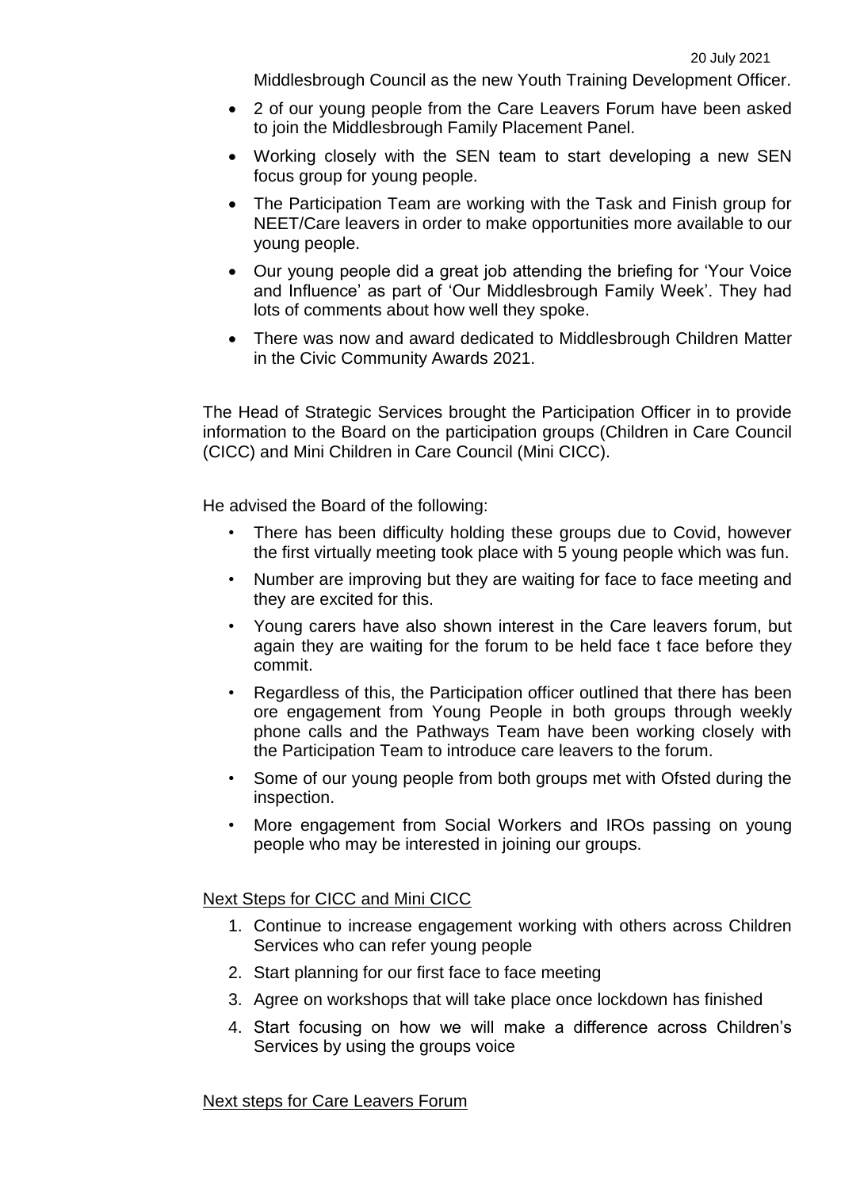Middlesbrough Council as the new Youth Training Development Officer.

- 2 of our young people from the Care Leavers Forum have been asked to join the Middlesbrough Family Placement Panel.
- Working closely with the SEN team to start developing a new SEN focus group for young people.
- The Participation Team are working with the Task and Finish group for NEET/Care leavers in order to make opportunities more available to our young people.
- Our young people did a great job attending the briefing for 'Your Voice and Influence' as part of 'Our Middlesbrough Family Week'. They had lots of comments about how well they spoke.
- There was now and award dedicated to Middlesbrough Children Matter in the Civic Community Awards 2021.

The Head of Strategic Services brought the Participation Officer in to provide information to the Board on the participation groups (Children in Care Council (CICC) and Mini Children in Care Council (Mini CICC).

He advised the Board of the following:

- There has been difficulty holding these groups due to Covid, however the first virtually meeting took place with 5 young people which was fun.
- Number are improving but they are waiting for face to face meeting and they are excited for this.
- Young carers have also shown interest in the Care leavers forum, but again they are waiting for the forum to be held face t face before they commit.
- Regardless of this, the Participation officer outlined that there has been ore engagement from Young People in both groups through weekly phone calls and the Pathways Team have been working closely with the Participation Team to introduce care leavers to the forum.
- Some of our young people from both groups met with Ofsted during the inspection.
- More engagement from Social Workers and IROs passing on young people who may be interested in joining our groups.

<u>Next Steps for CICC and Mini CICC</u>

1. Continue to increase engagement working with others across Children Services who can refer young people
2. Start planning for our first face to face meeting
3. Agree on workshops that will take place once lockdown has finished
4. Start focusing on how we will make a difference across Children's Services by using the groups voice

<u>Next steps for Care Leavers Forum</u>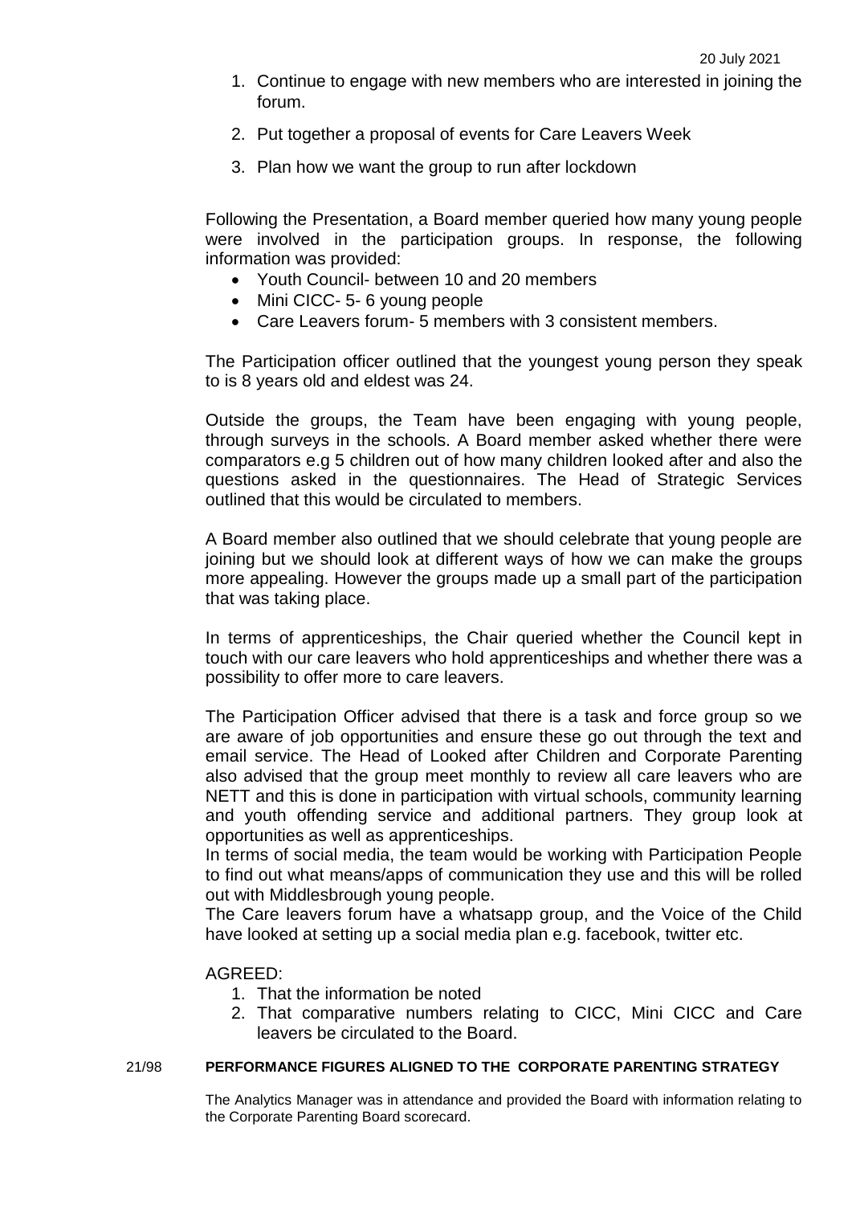1. Continue to engage with new members who are interested in joining the forum.
2. Put together a proposal of events for Care Leavers Week
3. Plan how we want the group to run after lockdown

Following the Presentation, a Board member queried how many young people were involved in the participation groups. In response, the following information was provided:

- Youth Council- between 10 and 20 members
- Mini CICC- 5- 6 young people
- Care Leavers forum- 5 members with 3 consistent members.

The Participation officer outlined that the youngest young person they speak to is 8 years old and eldest was 24.

Outside the groups, the Team have been engaging with young people, through surveys in the schools. A Board member asked whether there were comparators e.g 5 children out of how many children looked after and also the questions asked in the questionnaires. The Head of Strategic Services outlined that this would be circulated to members.

A Board member also outlined that we should celebrate that young people are joining but we should look at different ways of how we can make the groups more appealing. However the groups made up a small part of the participation that was taking place.

In terms of apprenticeships, the Chair queried whether the Council kept in touch with our care leavers who hold apprenticeships and whether there was a possibility to offer more to care leavers.

The Participation Officer advised that there is a task and force group so we are aware of job opportunities and ensure these go out through the text and email service. The Head of Looked after Children and Corporate Parenting also advised that the group meet monthly to review all care leavers who are NETT and this is done in participation with virtual schools, community learning and youth offending service and additional partners. They group look at opportunities as well as apprenticeships.
In terms of social media, the team would be working with Participation People to find out what means/apps of communication they use and this will be rolled out with Middlesbrough young people.
The Care leavers forum have a whatsapp group, and the Voice of the Child have looked at setting up a social media plan e.g. facebook, twitter etc.

AGREED:

1. That the information be noted
2. That comparative numbers relating to CICC, Mini CICC and Care leavers be circulated to the Board.

**21/98 PERFORMANCE FIGURES ALIGNED TO THE CORPORATE PARENTING STRATEGY**

The Analytics Manager was in attendance and provided the Board with information relating to the Corporate Parenting Board scorecard.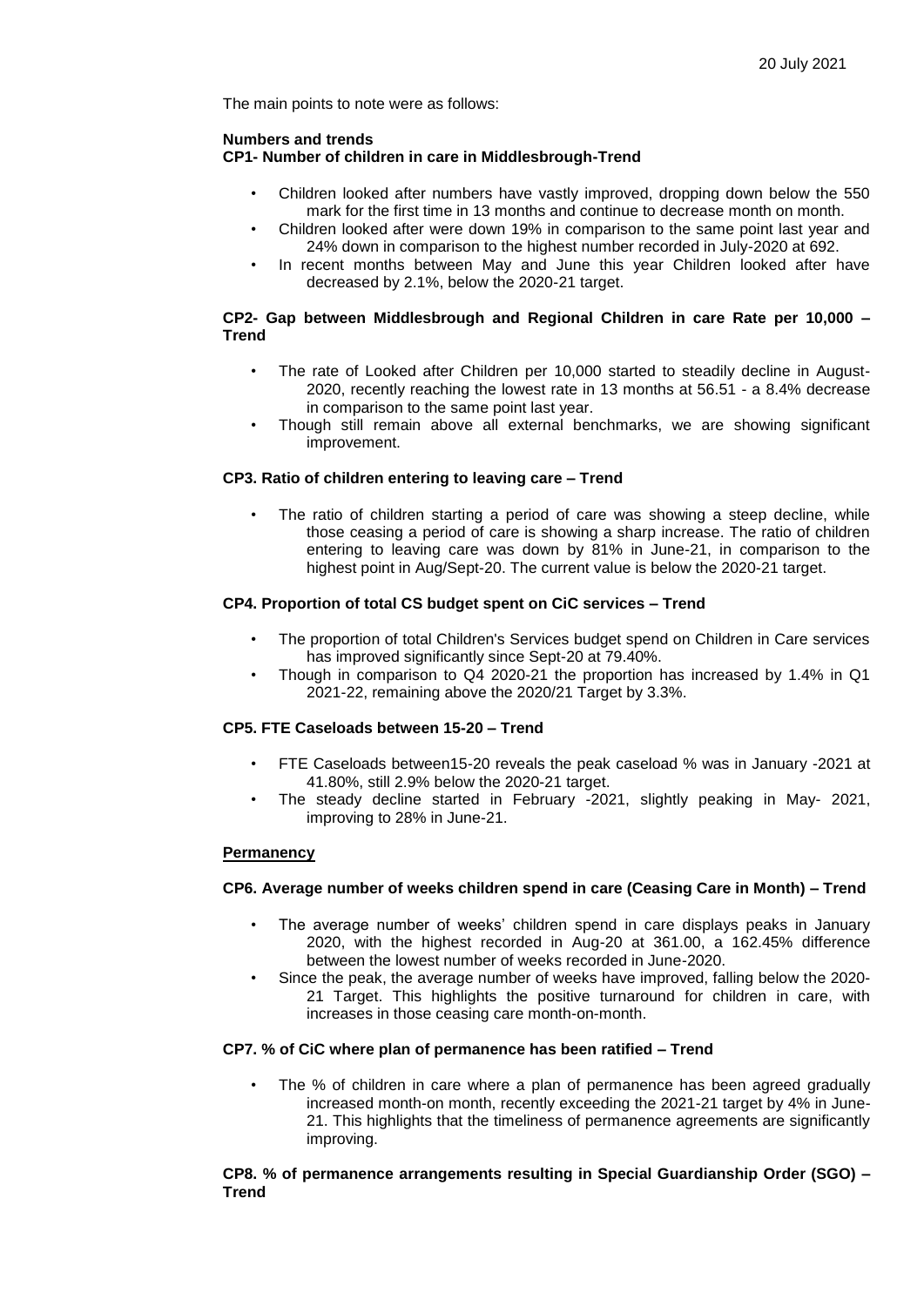The main points to note were as follows:

**Numbers and trends**

**CP1- Number of children in care in Middlesbrough-Trend**

- Children looked after numbers have vastly improved, dropping down below the 550 mark for the first time in 13 months and continue to decrease month on month.
- Children looked after were down 19% in comparison to the same point last year and 24% down in comparison to the highest number recorded in July-2020 at 692.
- In recent months between May and June this year Children looked after have decreased by 2.1%, below the 2020-21 target.

**CP2- Gap between Middlesbrough and Regional Children in care Rate per 10,000 – Trend**

- The rate of Looked after Children per 10,000 started to steadily decline in August-2020, recently reaching the lowest rate in 13 months at 56.51 - a 8.4% decrease in comparison to the same point last year.
- Though still remain above all external benchmarks, we are showing significant improvement.

**CP3. Ratio of children entering to leaving care – Trend**

- The ratio of children starting a period of care was showing a steep decline, while those ceasing a period of care is showing a sharp increase. The ratio of children entering to leaving care was down by 81% in June-21, in comparison to the highest point in Aug/Sept-20. The current value is below the 2020-21 target.

**CP4. Proportion of total CS budget spent on CiC services – Trend**

- The proportion of total Children's Services budget spend on Children in Care services has improved significantly since Sept-20 at 79.40%.
- Though in comparison to Q4 2020-21 the proportion has increased by 1.4% in Q1 2021-22, remaining above the 2020/21 Target by 3.3%.

**CP5. FTE Caseloads between 15-20 – Trend**

- FTE Caseloads between15-20 reveals the peak caseload % was in January -2021 at 41.80%, still 2.9% below the 2020-21 target.
- The steady decline started in February -2021, slightly peaking in May- 2021, improving to 28% in June-21.

**Permanency**

**CP6. Average number of weeks children spend in care (Ceasing Care in Month) – Trend**

- The average number of weeks' children spend in care displays peaks in January 2020, with the highest recorded in Aug-20 at 361.00, a 162.45% difference between the lowest number of weeks recorded in June-2020.
- Since the peak, the average number of weeks have improved, falling below the 2020-21 Target. This highlights the positive turnaround for children in care, with increases in those ceasing care month-on-month.

**CP7. % of CiC where plan of permanence has been ratified – Trend**

- The % of children in care where a plan of permanence has been agreed gradually increased month-on month, recently exceeding the 2021-21 target by 4% in June-21. This highlights that the timeliness of permanence agreements are significantly improving.

**CP8. % of permanence arrangements resulting in Special Guardianship Order (SGO) – Trend**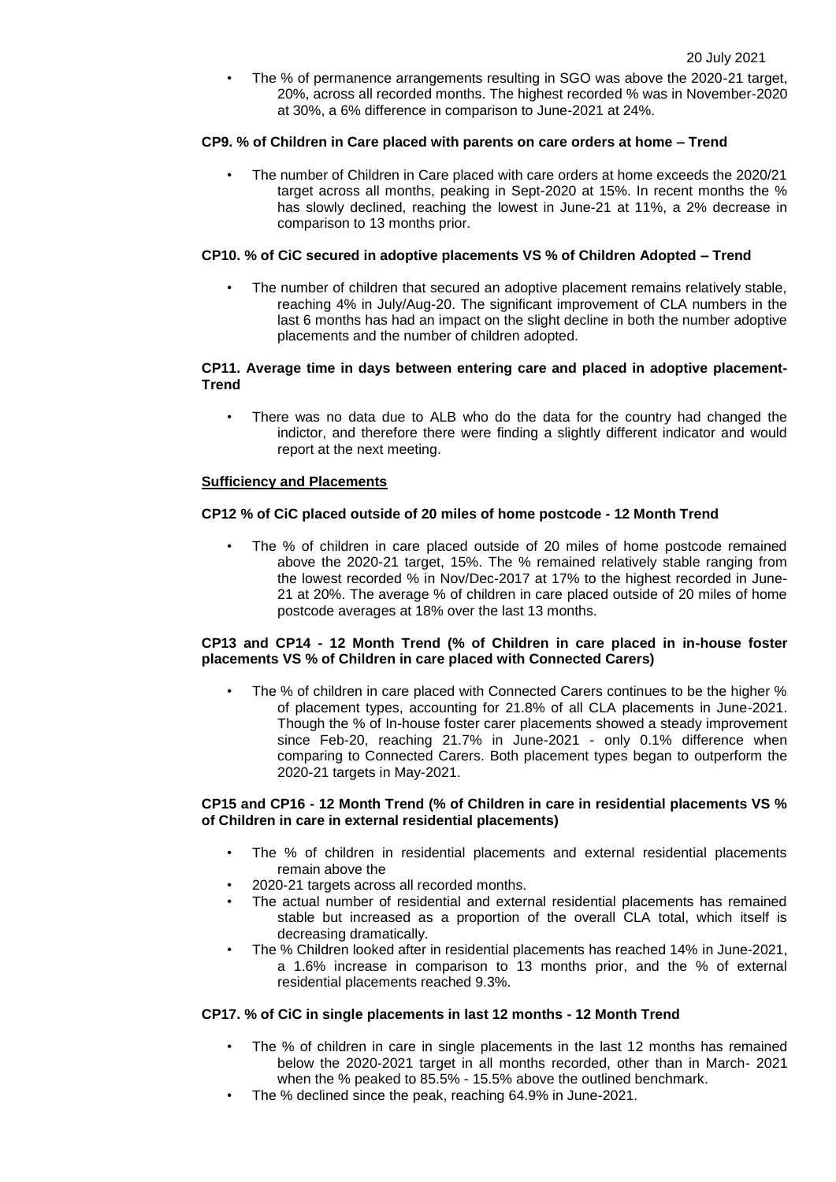- The % of permanence arrangements resulting in SGO was above the 2020-21 target, 20%, across all recorded months. The highest recorded % was in November-2020 at 30%, a 6% difference in comparison to June-2021 at 24%.

**CP9. % of Children in Care placed with parents on care orders at home – Trend**

- The number of Children in Care placed with care orders at home exceeds the 2020/21 target across all months, peaking in Sept-2020 at 15%. In recent months the % has slowly declined, reaching the lowest in June-21 at 11%, a 2% decrease in comparison to 13 months prior.

**CP10. % of CiC secured in adoptive placements VS % of Children Adopted – Trend**

- The number of children that secured an adoptive placement remains relatively stable, reaching 4% in July/Aug-20. The significant improvement of CLA numbers in the last 6 months has had an impact on the slight decline in both the number adoptive placements and the number of children adopted.

**CP11. Average time in days between entering care and placed in adoptive placement- Trend**

- There was no data due to ALB who do the data for the country had changed the indictor, and therefore there were finding a slightly different indicator and would report at the next meeting.

**Sufficiency and Placements**

**CP12 % of CiC placed outside of 20 miles of home postcode - 12 Month Trend**

- The % of children in care placed outside of 20 miles of home postcode remained above the 2020-21 target, 15%. The % remained relatively stable ranging from the lowest recorded % in Nov/Dec-2017 at 17% to the highest recorded in June-21 at 20%. The average % of children in care placed outside of 20 miles of home postcode averages at 18% over the last 13 months.

**CP13 and CP14 - 12 Month Trend (% of Children in care placed in in-house foster placements VS % of Children in care placed with Connected Carers)**

- The % of children in care placed with Connected Carers continues to be the higher % of placement types, accounting for 21.8% of all CLA placements in June-2021. Though the % of In-house foster carer placements showed a steady improvement since Feb-20, reaching 21.7% in June-2021 - only 0.1% difference when comparing to Connected Carers. Both placement types began to outperform the 2020-21 targets in May-2021.

**CP15 and CP16 - 12 Month Trend (% of Children in care in residential placements VS % of Children in care in external residential placements)**

- The % of children in residential placements and external residential placements remain above the
- 2020-21 targets across all recorded months.
- The actual number of residential and external residential placements has remained stable but increased as a proportion of the overall CLA total, which itself is decreasing dramatically.
- The % Children looked after in residential placements has reached 14% in June-2021, a 1.6% increase in comparison to 13 months prior, and the % of external residential placements reached 9.3%.

**CP17. % of CiC in single placements in last 12 months - 12 Month Trend**

- The % of children in care in single placements in the last 12 months has remained below the 2020-2021 target in all months recorded, other than in March- 2021 when the % peaked to 85.5% - 15.5% above the outlined benchmark.
- The % declined since the peak, reaching 64.9% in June-2021.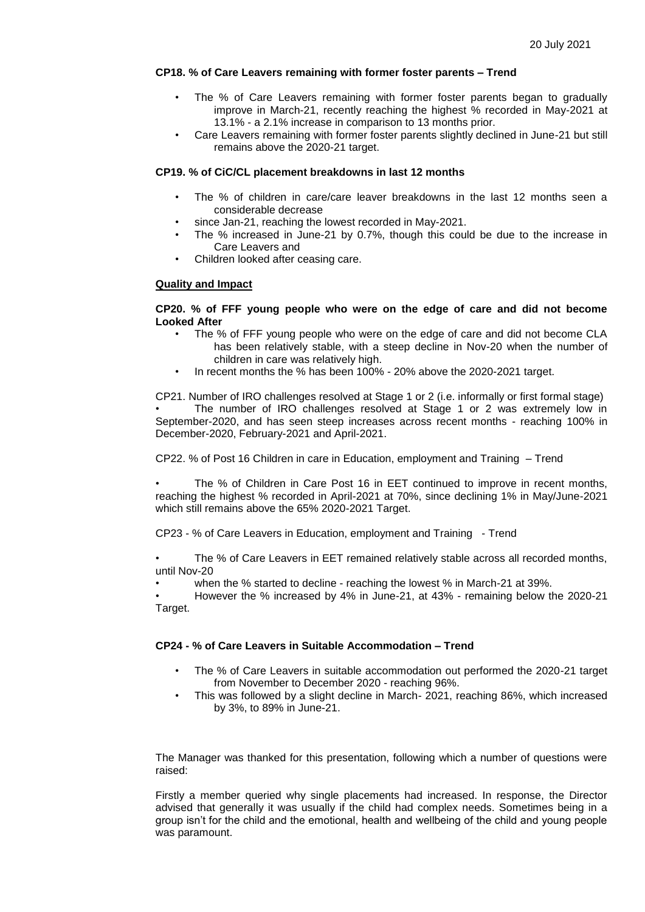**CP18. % of Care Leavers remaining with former foster parents – Trend**

- The % of Care Leavers remaining with former foster parents began to gradually improve in March-21, recently reaching the highest % recorded in May-2021 at 13.1% - a 2.1% increase in comparison to 13 months prior.
- Care Leavers remaining with former foster parents slightly declined in June-21 but still remains above the 2020-21 target.

**CP19. % of CiC/CL placement breakdowns in last 12 months**

- The % of children in care/care leaver breakdowns in the last 12 months seen a considerable decrease
- since Jan-21, reaching the lowest recorded in May-2021.
- The % increased in June-21 by 0.7%, though this could be due to the increase in Care Leavers and
- Children looked after ceasing care.

**<u>Quality and Impact</u>**

**CP20. % of FFF young people who were on the edge of care and did not become Looked After**

- The % of FFF young people who were on the edge of care and did not become CLA has been relatively stable, with a steep decline in Nov-20 when the number of children in care was relatively high.
- In recent months the % has been 100% - 20% above the 2020-2021 target.

CP21. Number of IRO challenges resolved at Stage 1 or 2 (i.e. informally or first formal stage)

- The number of IRO challenges resolved at Stage 1 or 2 was extremely low in September-2020, and has seen steep increases across recent months - reaching 100% in December-2020, February-2021 and April-2021.

CP22. % of Post 16 Children in care in Education, employment and Training – Trend

- The % of Children in Care Post 16 in EET continued to improve in recent months, reaching the highest % recorded in April-2021 at 70%, since declining 1% in May/June-2021 which still remains above the 65% 2020-2021 Target.

CP23 - % of Care Leavers in Education, employment and Training - Trend

- The % of Care Leavers in EET remained relatively stable across all recorded months, until Nov-20
- when the % started to decline - reaching the lowest % in March-21 at 39%.
- However the % increased by 4% in June-21, at 43% - remaining below the 2020-21 Target.

**CP24 - % of Care Leavers in Suitable Accommodation – Trend**

- The % of Care Leavers in suitable accommodation out performed the 2020-21 target from November to December 2020 - reaching 96%.
- This was followed by a slight decline in March- 2021, reaching 86%, which increased by 3%, to 89% in June-21.

The Manager was thanked for this presentation, following which a number of questions were raised:

Firstly a member queried why single placements had increased. In response, the Director advised that generally it was usually if the child had complex needs. Sometimes being in a group isn't for the child and the emotional, health and wellbeing of the child and young people was paramount.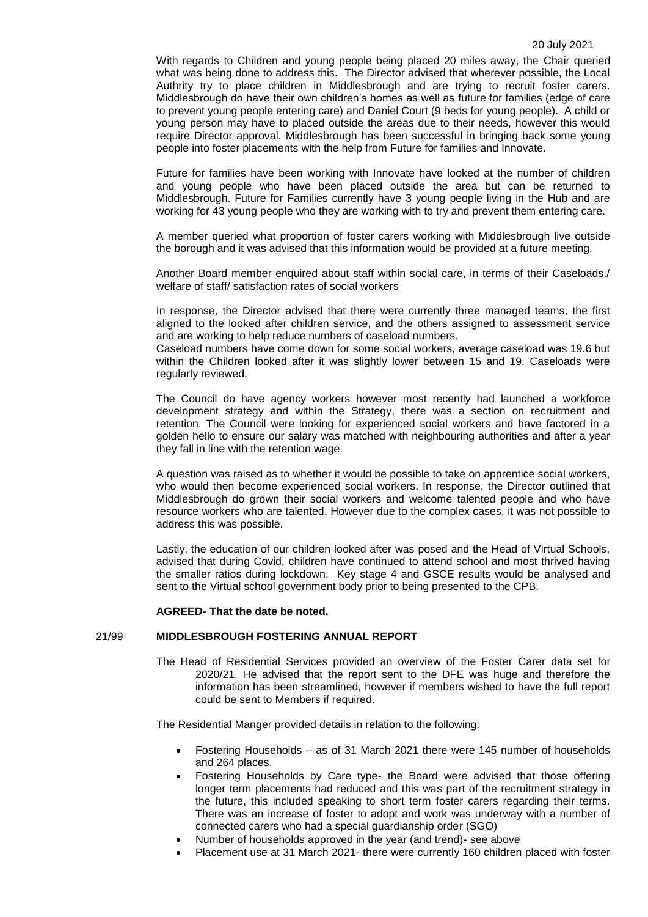With regards to Children and young people being placed 20 miles away, the Chair queried what was being done to address this. The Director advised that wherever possible, the Local Authrity try to place children in Middlesbrough and are trying to recruit foster carers. Middlesbrough do have their own children's homes as well as future for families (edge of care to prevent young people entering care) and Daniel Court (9 beds for young people). A child or young person may have to placed outside the areas due to their needs, however this would require Director approval. Middlesbrough has been successful in bringing back some young people into foster placements with the help from Future for families and Innovate.

Future for families have been working with Innovate have looked at the number of children and young people who have been placed outside the area but can be returned to Middlesbrough. Future for Families currently have 3 young people living in the Hub and are working for 43 young people who they are working with to try and prevent them entering care.

A member queried what proportion of foster carers working with Middlesbrough live outside the borough and it was advised that this information would be provided at a future meeting.

Another Board member enquired about staff within social care, in terms of their Caseloads./ welfare of staff/ satisfaction rates of social workers

In response, the Director advised that there were currently three managed teams, the first aligned to the looked after children service, and the others assigned to assessment service and are working to help reduce numbers of caseload numbers.
Caseload numbers have come down for some social workers, average caseload was 19.6 but within the Children looked after it was slightly lower between 15 and 19. Caseloads were regularly reviewed.

The Council do have agency workers however most recently had launched a workforce development strategy and within the Strategy, there was a section on recruitment and retention. The Council were looking for experienced social workers and have factored in a golden hello to ensure our salary was matched with neighbouring authorities and after a year they fall in line with the retention wage.

A question was raised as to whether it would be possible to take on apprentice social workers, who would then become experienced social workers. In response, the Director outlined that Middlesbrough do grown their social workers and welcome talented people and who have resource workers who are talented. However due to the complex cases, it was not possible to address this was possible.

Lastly, the education of our children looked after was posed and the Head of Virtual Schools, advised that during Covid, children have continued to attend school and most thrived having the smaller ratios during lockdown. Key stage 4 and GSCE results would be analysed and sent to the Virtual school government body prior to being presented to the CPB.

**AGREED- That the date be noted.**

## 21/99 MIDDLESBROUGH FOSTERING ANNUAL REPORT

The Head of Residential Services provided an overview of the Foster Carer data set for 2020/21. He advised that the report sent to the DFE was huge and therefore the information has been streamlined, however if members wished to have the full report could be sent to Members if required.

The Residential Manger provided details in relation to the following:

- Fostering Households – as of 31 March 2021 there were 145 number of households and 264 places.
- Fostering Households by Care type- the Board were advised that those offering longer term placements had reduced and this was part of the recruitment strategy in the future, this included speaking to short term foster carers regarding their terms. There was an increase of foster to adopt and work was underway with a number of connected carers who had a special guardianship order (SGO)
- Number of households approved in the year (and trend)- see above
- Placement use at 31 March 2021- there were currently 160 children placed with foster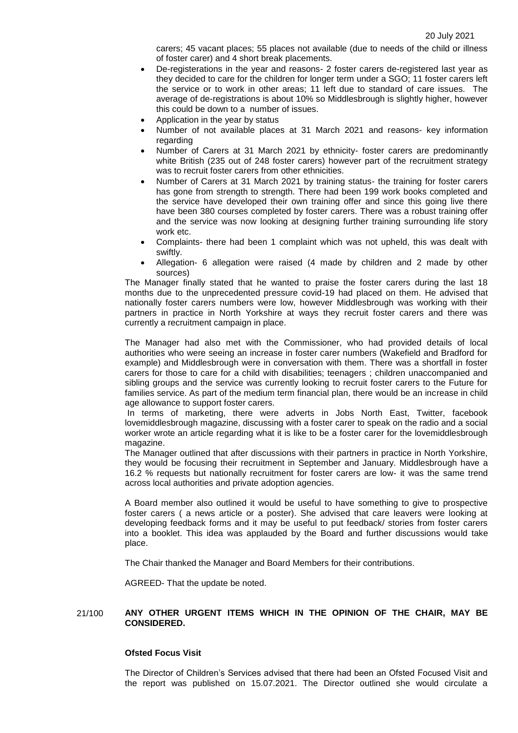carers; 45 vacant places; 55 places not available (due to needs of the child or illness of foster carer) and 4 short break placements.

- De-registerations in the year and reasons- 2 foster carers de-registered last year as they decided to care for the children for longer term under a SGO; 11 foster carers left the service or to work in other areas; 11 left due to standard of care issues. The average of de-registrations is about 10% so Middlesbrough is slightly higher, however this could be down to a number of issues.
- Application in the year by status
- Number of not available places at 31 March 2021 and reasons- key information regarding
- Number of Carers at 31 March 2021 by ethnicity- foster carers are predominantly white British (235 out of 248 foster carers) however part of the recruitment strategy was to recruit foster carers from other ethnicities.
- Number of Carers at 31 March 2021 by training status- the training for foster carers has gone from strength to strength. There had been 199 work books completed and the service have developed their own training offer and since this going live there have been 380 courses completed by foster carers. There was a robust training offer and the service was now looking at designing further training surrounding life story work etc.
- Complaints- there had been 1 complaint which was not upheld, this was dealt with swiftly.
- Allegation- 6 allegation were raised (4 made by children and 2 made by other sources)

The Manager finally stated that he wanted to praise the foster carers during the last 18 months due to the unprecedented pressure covid-19 had placed on them. He advised that nationally foster carers numbers were low, however Middlesbrough was working with their partners in practice in North Yorkshire at ways they recruit foster carers and there was currently a recruitment campaign in place.

The Manager had also met with the Commissioner, who had provided details of local authorities who were seeing an increase in foster carer numbers (Wakefield and Bradford for example) and Middlesbrough were in conversation with them. There was a shortfall in foster carers for those to care for a child with disabilities; teenagers ; children unaccompanied and sibling groups and the service was currently looking to recruit foster carers to the Future for families service. As part of the medium term financial plan, there would be an increase in child age allowance to support foster carers.

In terms of marketing, there were adverts in Jobs North East, Twitter, facebook lovemiddlesbrough magazine, discussing with a foster carer to speak on the radio and a social worker wrote an article regarding what it is like to be a foster carer for the lovemiddlesbrough magazine.

The Manager outlined that after discussions with their partners in practice in North Yorkshire, they would be focusing their recruitment in September and January. Middlesbrough have a 16.2 % requests but nationally recruitment for foster carers are low- it was the same trend across local authorities and private adoption agencies.

A Board member also outlined it would be useful to have something to give to prospective foster carers ( a news article or a poster). She advised that care leavers were looking at developing feedback forms and it may be useful to put feedback/ stories from foster carers into a booklet. This idea was applauded by the Board and further discussions would take place.

The Chair thanked the Manager and Board Members for their contributions.

AGREED- That the update be noted.

**21/100 ANY OTHER URGENT ITEMS WHICH IN THE OPINION OF THE CHAIR, MAY BE CONSIDERED.**

**Ofsted Focus Visit**

The Director of Children's Services advised that there had been an Ofsted Focused Visit and the report was published on 15.07.2021. The Director outlined she would circulate a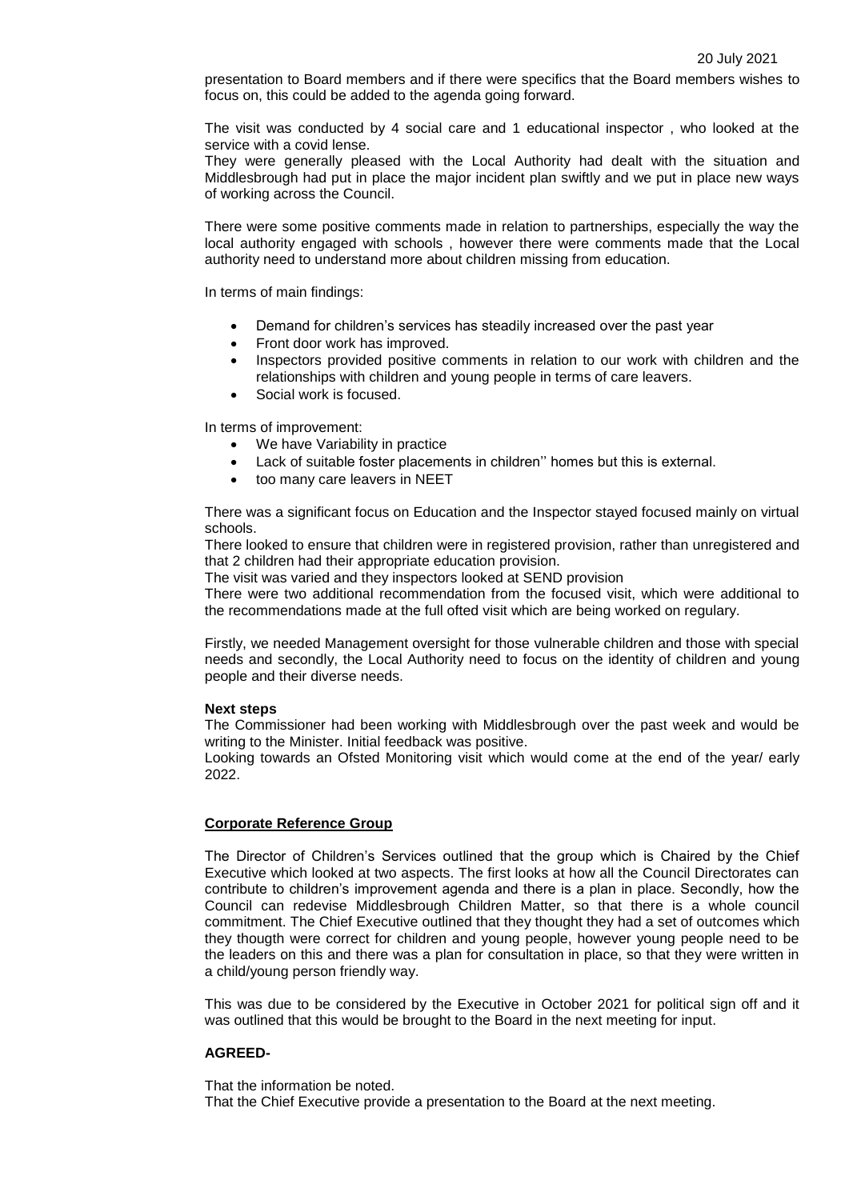presentation to Board members and if there were specifics that the Board members wishes to focus on, this could be added to the agenda going forward.

The visit was conducted by 4 social care and 1 educational inspector , who looked at the service with a covid lense.

They were generally pleased with the Local Authority had dealt with the situation and Middlesbrough had put in place the major incident plan swiftly and we put in place new ways of working across the Council.

There were some positive comments made in relation to partnerships, especially the way the local authority engaged with schools , however there were comments made that the Local authority need to understand more about children missing from education.

In terms of main findings:

- Demand for children's services has steadily increased over the past year
- Front door work has improved.
- Inspectors provided positive comments in relation to our work with children and the relationships with children and young people in terms of care leavers.
- Social work is focused.

In terms of improvement:

- We have Variability in practice
- Lack of suitable foster placements in children'' homes but this is external.
- too many care leavers in NEET

There was a significant focus on Education and the Inspector stayed focused mainly on virtual schools.

There looked to ensure that children were in registered provision, rather than unregistered and that 2 children had their appropriate education provision.

The visit was varied and they inspectors looked at SEND provision

There were two additional recommendation from the focused visit, which were additional to the recommendations made at the full ofted visit which are being worked on regulary.

Firstly, we needed Management oversight for those vulnerable children and those with special needs and secondly, the Local Authority need to focus on the identity of children and young people and their diverse needs.

**Next steps**

The Commissioner had been working with Middlesbrough over the past week and would be writing to the Minister. Initial feedback was positive.

Looking towards an Ofsted Monitoring visit which would come at the end of the year/ early 2022.

**Corporate Reference Group**

The Director of Children's Services outlined that the group which is Chaired by the Chief Executive which looked at two aspects. The first looks at how all the Council Directorates can contribute to children's improvement agenda and there is a plan in place. Secondly, how the Council can redevise Middlesbrough Children Matter, so that there is a whole council commitment. The Chief Executive outlined that they thought they had a set of outcomes which they thougth were correct for children and young people, however young people need to be the leaders on this and there was a plan for consultation in place, so that they were written in a child/young person friendly way.

This was due to be considered by the Executive in October 2021 for political sign off and it was outlined that this would be brought to the Board in the next meeting for input.

**AGREED-**

That the information be noted.
That the Chief Executive provide a presentation to the Board at the next meeting.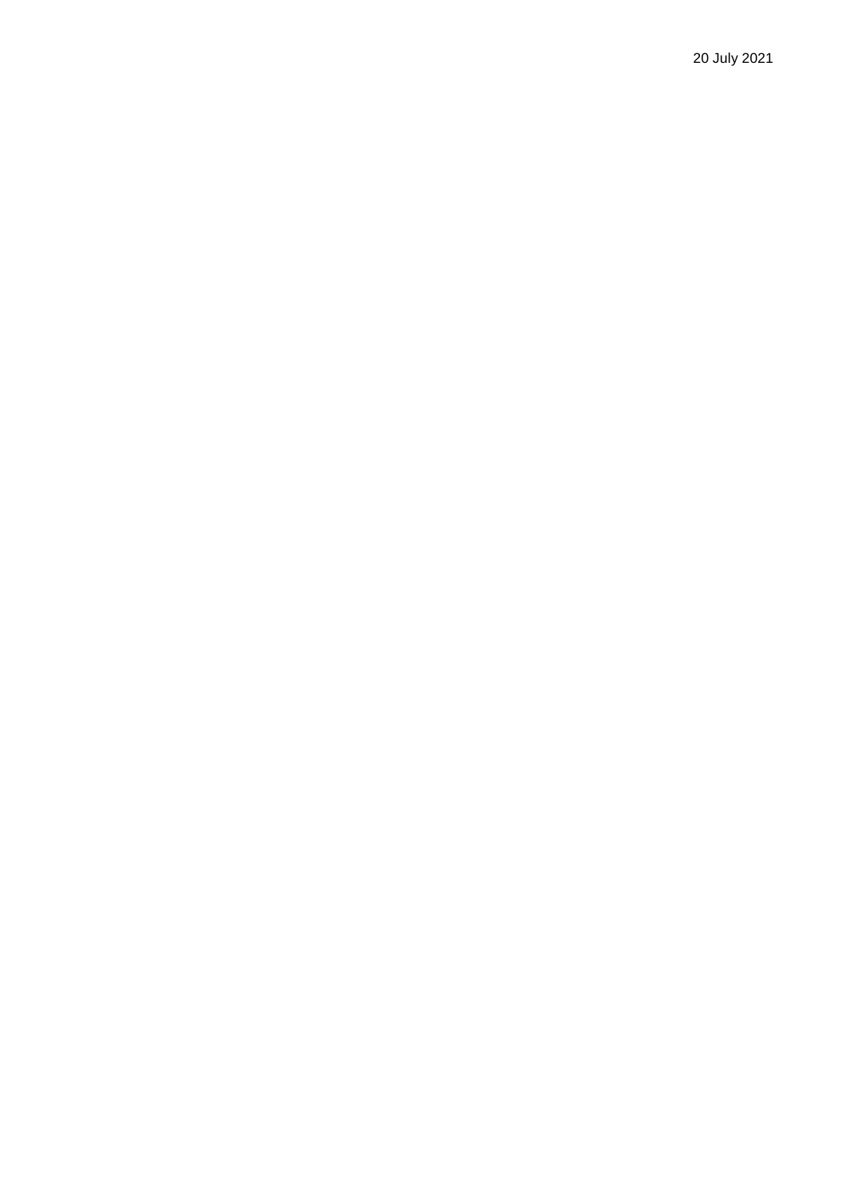20 July 2021